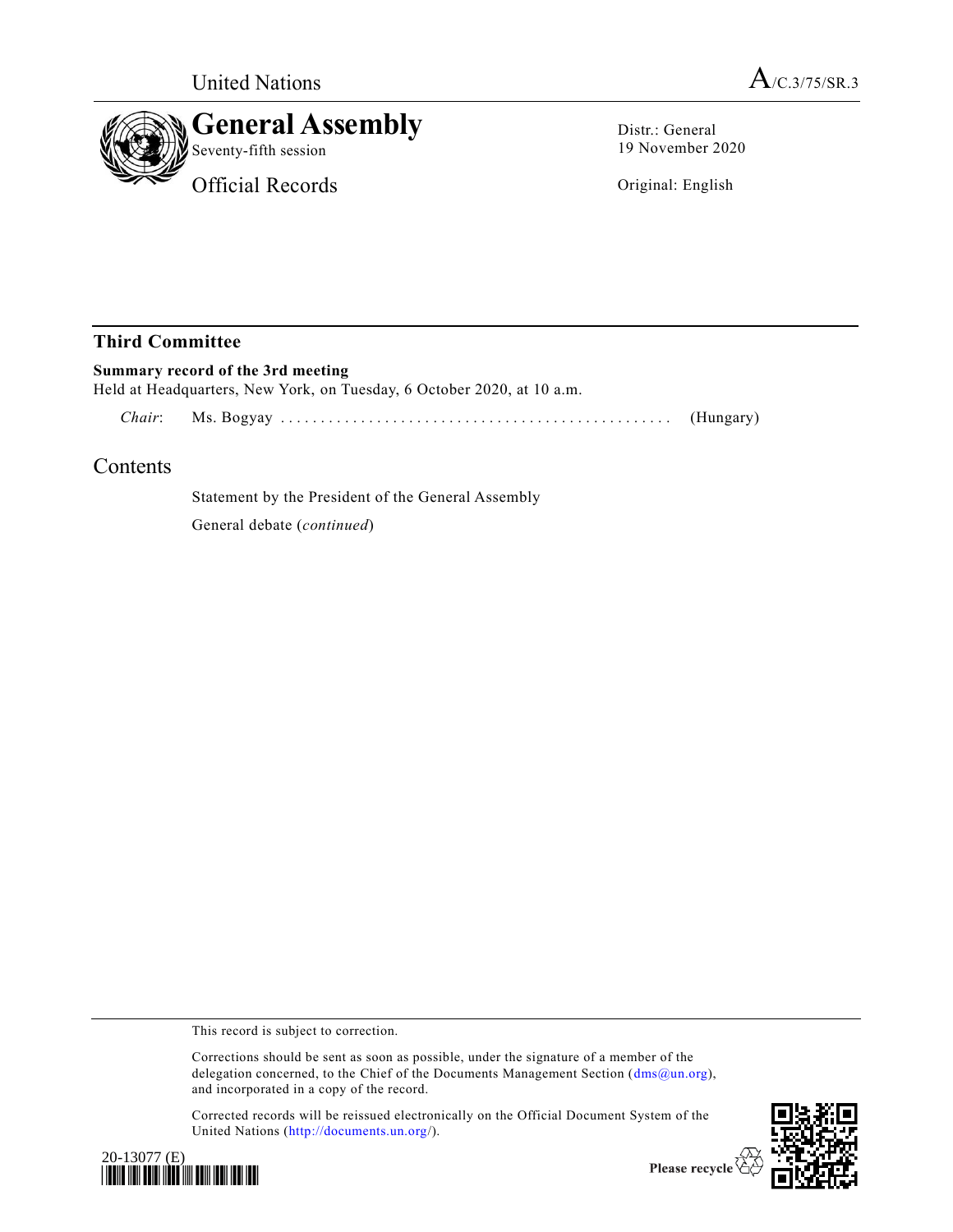United Nations

A/C.3/75/SR.3

# General Assembly

Seventy-fifth session

Official Records

Distr.: General
19 November 2020

Original: English

## Third Committee

**Summary record of the 3rd meeting**

Held at Headquarters, New York, on Tuesday, 6 October 2020, at 10 a.m.

*Chair*: Ms. Bogyay .................................................. (Hungary)

## Contents

Statement by the President of the General Assembly

General debate (*continued*)

This record is subject to correction.

Corrections should be sent as soon as possible, under the signature of a member of the delegation concerned, to the Chief of the Documents Management Section (dms@un.org), and incorporated in a copy of the record.

Corrected records will be reissued electronically on the Official Document System of the United Nations (http://documents.un.org/).

20-13077 (E)

Please recycle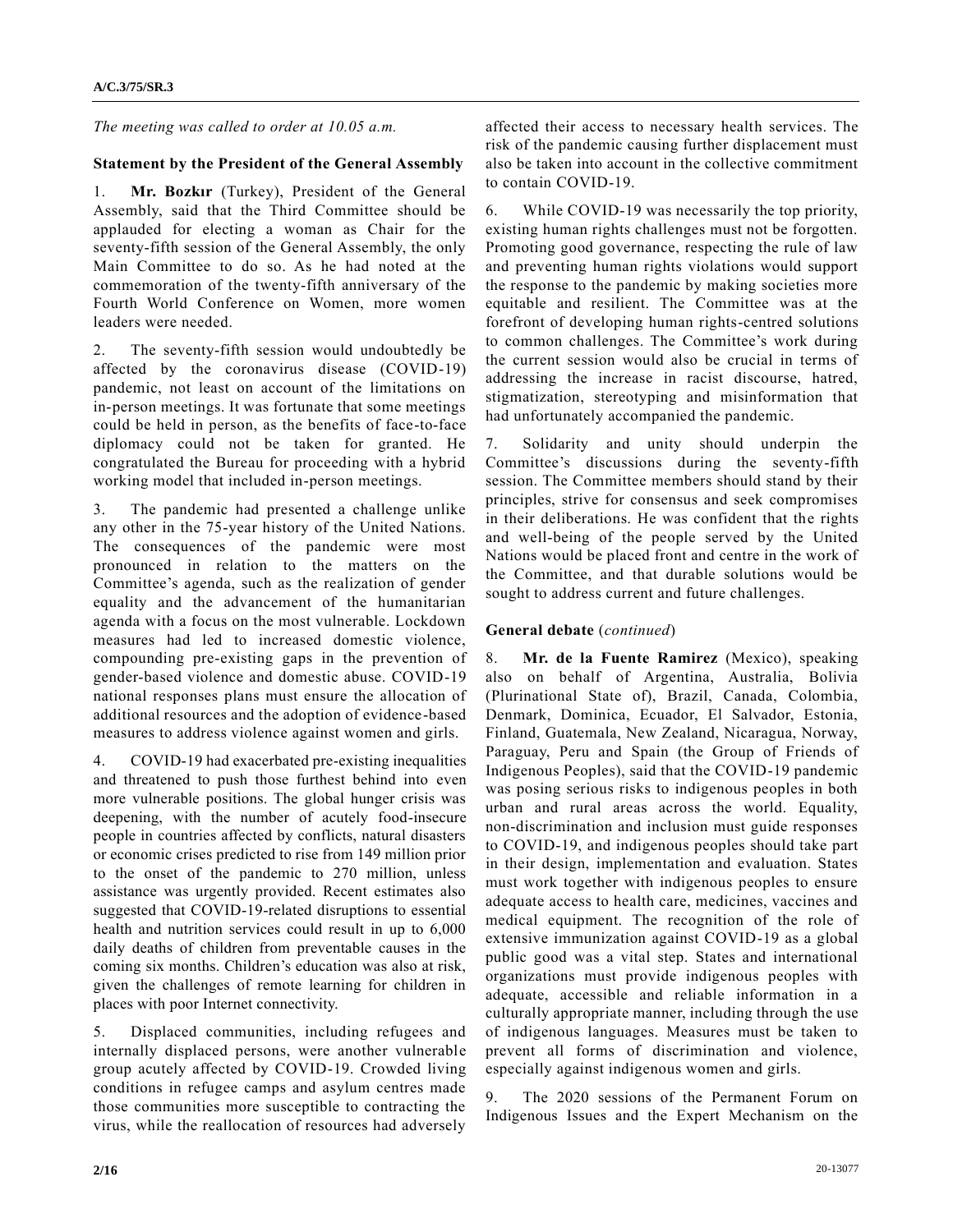*The meeting was called to order at 10.05 a.m.*

**Statement by the President of the General Assembly**

1. **Mr. Bozkır** (Turkey), President of the General Assembly, said that the Third Committee should be applauded for electing a woman as Chair for the seventy-fifth session of the General Assembly, the only Main Committee to do so. As he had noted at the commemoration of the twenty-fifth anniversary of the Fourth World Conference on Women, more women leaders were needed.

2. The seventy-fifth session would undoubtedly be affected by the coronavirus disease (COVID-19) pandemic, not least on account of the limitations on in-person meetings. It was fortunate that some meetings could be held in person, as the benefits of face-to-face diplomacy could not be taken for granted. He congratulated the Bureau for proceeding with a hybrid working model that included in-person meetings.

3. The pandemic had presented a challenge unlike any other in the 75-year history of the United Nations. The consequences of the pandemic were most pronounced in relation to the matters on the Committee's agenda, such as the realization of gender equality and the advancement of the humanitarian agenda with a focus on the most vulnerable. Lockdown measures had led to increased domestic violence, compounding pre-existing gaps in the prevention of gender-based violence and domestic abuse. COVID-19 national responses plans must ensure the allocation of additional resources and the adoption of evidence-based measures to address violence against women and girls.

4. COVID-19 had exacerbated pre-existing inequalities and threatened to push those furthest behind into even more vulnerable positions. The global hunger crisis was deepening, with the number of acutely food-insecure people in countries affected by conflicts, natural disasters or economic crises predicted to rise from 149 million prior to the onset of the pandemic to 270 million, unless assistance was urgently provided. Recent estimates also suggested that COVID-19-related disruptions to essential health and nutrition services could result in up to 6,000 daily deaths of children from preventable causes in the coming six months. Children's education was also at risk, given the challenges of remote learning for children in places with poor Internet connectivity.

5. Displaced communities, including refugees and internally displaced persons, were another vulnerable group acutely affected by COVID-19. Crowded living conditions in refugee camps and asylum centres made those communities more susceptible to contracting the virus, while the reallocation of resources had adversely affected their access to necessary health services. The risk of the pandemic causing further displacement must also be taken into account in the collective commitment to contain COVID-19.

6. While COVID-19 was necessarily the top priority, existing human rights challenges must not be forgotten. Promoting good governance, respecting the rule of law and preventing human rights violations would support the response to the pandemic by making societies more equitable and resilient. The Committee was at the forefront of developing human rights-centred solutions to common challenges. The Committee's work during the current session would also be crucial in terms of addressing the increase in racist discourse, hatred, stigmatization, stereotyping and misinformation that had unfortunately accompanied the pandemic.

7. Solidarity and unity should underpin the Committee's discussions during the seventy-fifth session. The Committee members should stand by their principles, strive for consensus and seek compromises in their deliberations. He was confident that the rights and well-being of the people served by the United Nations would be placed front and centre in the work of the Committee, and that durable solutions would be sought to address current and future challenges.

**General debate** (*continued*)

8. **Mr. de la Fuente Ramirez** (Mexico), speaking also on behalf of Argentina, Australia, Bolivia (Plurinational State of), Brazil, Canada, Colombia, Denmark, Dominica, Ecuador, El Salvador, Estonia, Finland, Guatemala, New Zealand, Nicaragua, Norway, Paraguay, Peru and Spain (the Group of Friends of Indigenous Peoples), said that the COVID-19 pandemic was posing serious risks to indigenous peoples in both urban and rural areas across the world. Equality, non-discrimination and inclusion must guide responses to COVID-19, and indigenous peoples should take part in their design, implementation and evaluation. States must work together with indigenous peoples to ensure adequate access to health care, medicines, vaccines and medical equipment. The recognition of the role of extensive immunization against COVID-19 as a global public good was a vital step. States and international organizations must provide indigenous peoples with adequate, accessible and reliable information in a culturally appropriate manner, including through the use of indigenous languages. Measures must be taken to prevent all forms of discrimination and violence, especially against indigenous women and girls.

9. The 2020 sessions of the Permanent Forum on Indigenous Issues and the Expert Mechanism on the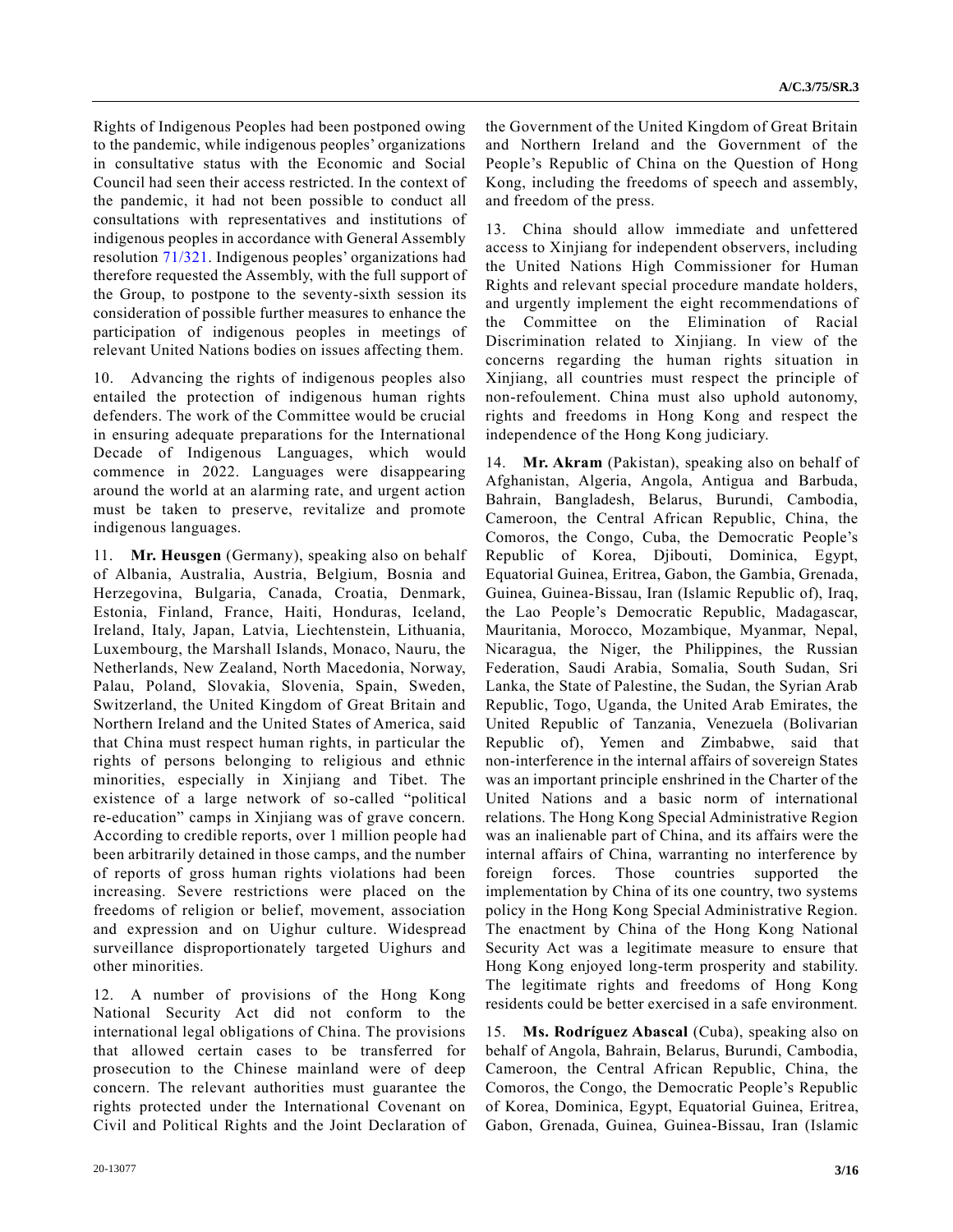Rights of Indigenous Peoples had been postponed owing to the pandemic, while indigenous peoples' organizations in consultative status with the Economic and Social Council had seen their access restricted. In the context of the pandemic, it had not been possible to conduct all consultations with representatives and institutions of indigenous peoples in accordance with General Assembly resolution 71/321. Indigenous peoples' organizations had therefore requested the Assembly, with the full support of the Group, to postpone to the seventy-sixth session its consideration of possible further measures to enhance the participation of indigenous peoples in meetings of relevant United Nations bodies on issues affecting them.

10. Advancing the rights of indigenous peoples also entailed the protection of indigenous human rights defenders. The work of the Committee would be crucial in ensuring adequate preparations for the International Decade of Indigenous Languages, which would commence in 2022. Languages were disappearing around the world at an alarming rate, and urgent action must be taken to preserve, revitalize and promote indigenous languages.

11. **Mr. Heusgen** (Germany), speaking also on behalf of Albania, Australia, Austria, Belgium, Bosnia and Herzegovina, Bulgaria, Canada, Croatia, Denmark, Estonia, Finland, France, Haiti, Honduras, Iceland, Ireland, Italy, Japan, Latvia, Liechtenstein, Lithuania, Luxembourg, the Marshall Islands, Monaco, Nauru, the Netherlands, New Zealand, North Macedonia, Norway, Palau, Poland, Slovakia, Slovenia, Spain, Sweden, Switzerland, the United Kingdom of Great Britain and Northern Ireland and the United States of America, said that China must respect human rights, in particular the rights of persons belonging to religious and ethnic minorities, especially in Xinjiang and Tibet. The existence of a large network of so-called "political re-education" camps in Xinjiang was of grave concern. According to credible reports, over 1 million people had been arbitrarily detained in those camps, and the number of reports of gross human rights violations had been increasing. Severe restrictions were placed on the freedoms of religion or belief, movement, association and expression and on Uighur culture. Widespread surveillance disproportionately targeted Uighurs and other minorities.

12. A number of provisions of the Hong Kong National Security Act did not conform to the international legal obligations of China. The provisions that allowed certain cases to be transferred for prosecution to the Chinese mainland were of deep concern. The relevant authorities must guarantee the rights protected under the International Covenant on Civil and Political Rights and the Joint Declaration of the Government of the United Kingdom of Great Britain and Northern Ireland and the Government of the People's Republic of China on the Question of Hong Kong, including the freedoms of speech and assembly, and freedom of the press.

13. China should allow immediate and unfettered access to Xinjiang for independent observers, including the United Nations High Commissioner for Human Rights and relevant special procedure mandate holders, and urgently implement the eight recommendations of the Committee on the Elimination of Racial Discrimination related to Xinjiang. In view of the concerns regarding the human rights situation in Xinjiang, all countries must respect the principle of non-refoulement. China must also uphold autonomy, rights and freedoms in Hong Kong and respect the independence of the Hong Kong judiciary.

14. **Mr. Akram** (Pakistan), speaking also on behalf of Afghanistan, Algeria, Angola, Antigua and Barbuda, Bahrain, Bangladesh, Belarus, Burundi, Cambodia, Cameroon, the Central African Republic, China, the Comoros, the Congo, Cuba, the Democratic People's Republic of Korea, Djibouti, Dominica, Egypt, Equatorial Guinea, Eritrea, Gabon, the Gambia, Grenada, Guinea, Guinea-Bissau, Iran (Islamic Republic of), Iraq, the Lao People's Democratic Republic, Madagascar, Mauritania, Morocco, Mozambique, Myanmar, Nepal, Nicaragua, the Niger, the Philippines, the Russian Federation, Saudi Arabia, Somalia, South Sudan, Sri Lanka, the State of Palestine, the Sudan, the Syrian Arab Republic, Togo, Uganda, the United Arab Emirates, the United Republic of Tanzania, Venezuela (Bolivarian Republic of), Yemen and Zimbabwe, said that non-interference in the internal affairs of sovereign States was an important principle enshrined in the Charter of the United Nations and a basic norm of international relations. The Hong Kong Special Administrative Region was an inalienable part of China, and its affairs were the internal affairs of China, warranting no interference by foreign forces. Those countries supported the implementation by China of its one country, two systems policy in the Hong Kong Special Administrative Region. The enactment by China of the Hong Kong National Security Act was a legitimate measure to ensure that Hong Kong enjoyed long-term prosperity and stability. The legitimate rights and freedoms of Hong Kong residents could be better exercised in a safe environment.

15. **Ms. Rodríguez Abascal** (Cuba), speaking also on behalf of Angola, Bahrain, Belarus, Burundi, Cambodia, Cameroon, the Central African Republic, China, the Comoros, the Congo, the Democratic People's Republic of Korea, Dominica, Egypt, Equatorial Guinea, Eritrea, Gabon, Grenada, Guinea, Guinea-Bissau, Iran (Islamic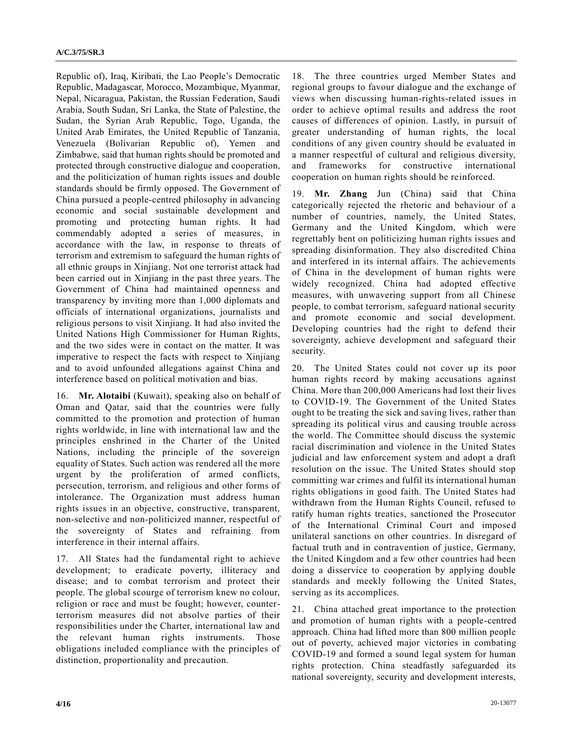Republic of), Iraq, Kiribati, the Lao People's Democratic Republic, Madagascar, Morocco, Mozambique, Myanmar, Nepal, Nicaragua, Pakistan, the Russian Federation, Saudi Arabia, South Sudan, Sri Lanka, the State of Palestine, the Sudan, the Syrian Arab Republic, Togo, Uganda, the United Arab Emirates, the United Republic of Tanzania, Venezuela (Bolivarian Republic of), Yemen and Zimbabwe, said that human rights should be promoted and protected through constructive dialogue and cooperation, and the politicization of human rights issues and double standards should be firmly opposed. The Government of China pursued a people-centred philosophy in advancing economic and social sustainable development and promoting and protecting human rights. It had commendably adopted a series of measures, in accordance with the law, in response to threats of terrorism and extremism to safeguard the human rights of all ethnic groups in Xinjiang. Not one terrorist attack had been carried out in Xinjiang in the past three years. The Government of China had maintained openness and transparency by inviting more than 1,000 diplomats and officials of international organizations, journalists and religious persons to visit Xinjiang. It had also invited the United Nations High Commissioner for Human Rights, and the two sides were in contact on the matter. It was imperative to respect the facts with respect to Xinjiang and to avoid unfounded allegations against China and interference based on political motivation and bias.

16. **Mr. Alotaibi** (Kuwait), speaking also on behalf of Oman and Qatar, said that the countries were fully committed to the promotion and protection of human rights worldwide, in line with international law and the principles enshrined in the Charter of the United Nations, including the principle of the sovereign equality of States. Such action was rendered all the more urgent by the proliferation of armed conflicts, persecution, terrorism, and religious and other forms of intolerance. The Organization must address human rights issues in an objective, constructive, transparent, non-selective and non-politicized manner, respectful of the sovereignty of States and refraining from interference in their internal affairs.

17. All States had the fundamental right to achieve development; to eradicate poverty, illiteracy and disease; and to combat terrorism and protect their people. The global scourge of terrorism knew no colour, religion or race and must be fought; however, counter-terrorism measures did not absolve parties of their responsibilities under the Charter, international law and the relevant human rights instruments. Those obligations included compliance with the principles of distinction, proportionality and precaution.

18. The three countries urged Member States and regional groups to favour dialogue and the exchange of views when discussing human-rights-related issues in order to achieve optimal results and address the root causes of differences of opinion. Lastly, in pursuit of greater understanding of human rights, the local conditions of any given country should be evaluated in a manner respectful of cultural and religious diversity, and frameworks for constructive international cooperation on human rights should be reinforced.

19. **Mr. Zhang** Jun (China) said that China categorically rejected the rhetoric and behaviour of a number of countries, namely, the United States, Germany and the United Kingdom, which were regrettably bent on politicizing human rights issues and spreading disinformation. They also discredited China and interfered in its internal affairs. The achievements of China in the development of human rights were widely recognized. China had adopted effective measures, with unwavering support from all Chinese people, to combat terrorism, safeguard national security and promote economic and social development. Developing countries had the right to defend their sovereignty, achieve development and safeguard their security.

20. The United States could not cover up its poor human rights record by making accusations against China. More than 200,000 Americans had lost their lives to COVID-19. The Government of the United States ought to be treating the sick and saving lives, rather than spreading its political virus and causing trouble across the world. The Committee should discuss the systemic racial discrimination and violence in the United States judicial and law enforcement system and adopt a draft resolution on the issue. The United States should stop committing war crimes and fulfil its international human rights obligations in good faith. The United States had withdrawn from the Human Rights Council, refused to ratify human rights treaties, sanctioned the Prosecutor of the International Criminal Court and imposed unilateral sanctions on other countries. In disregard of factual truth and in contravention of justice, Germany, the United Kingdom and a few other countries had been doing a disservice to cooperation by applying double standards and meekly following the United States, serving as its accomplices.

21. China attached great importance to the protection and promotion of human rights with a people-centred approach. China had lifted more than 800 million people out of poverty, achieved major victories in combating COVID-19 and formed a sound legal system for human rights protection. China steadfastly safeguarded its national sovereignty, security and development interests,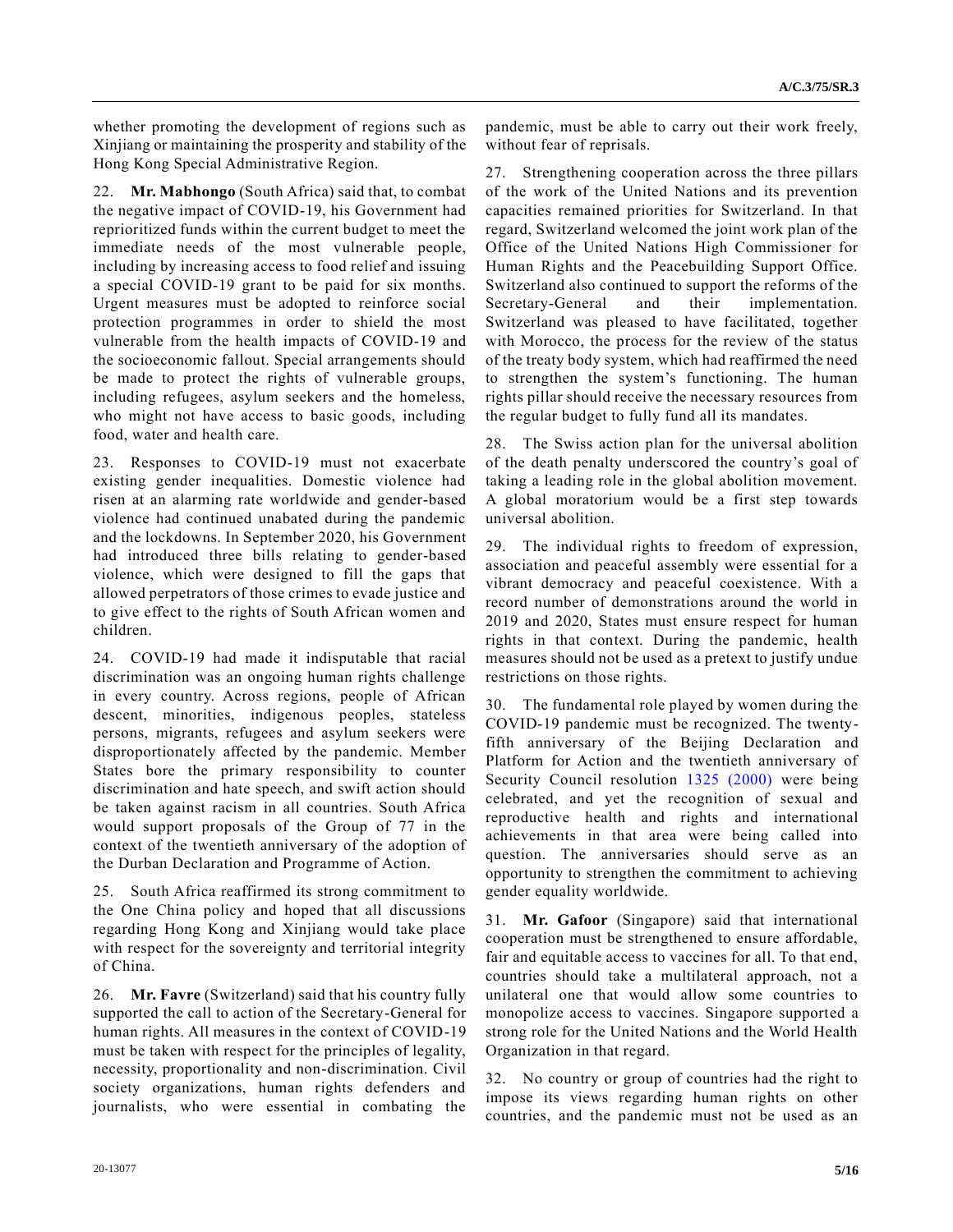whether promoting the development of regions such as Xinjiang or maintaining the prosperity and stability of the Hong Kong Special Administrative Region.

22. **Mr. Mabhongo** (South Africa) said that, to combat the negative impact of COVID-19, his Government had reprioritized funds within the current budget to meet the immediate needs of the most vulnerable people, including by increasing access to food relief and issuing a special COVID-19 grant to be paid for six months. Urgent measures must be adopted to reinforce social protection programmes in order to shield the most vulnerable from the health impacts of COVID-19 and the socioeconomic fallout. Special arrangements should be made to protect the rights of vulnerable groups, including refugees, asylum seekers and the homeless, who might not have access to basic goods, including food, water and health care.

23. Responses to COVID-19 must not exacerbate existing gender inequalities. Domestic violence had risen at an alarming rate worldwide and gender-based violence had continued unabated during the pandemic and the lockdowns. In September 2020, his Government had introduced three bills relating to gender-based violence, which were designed to fill the gaps that allowed perpetrators of those crimes to evade justice and to give effect to the rights of South African women and children.

24. COVID-19 had made it indisputable that racial discrimination was an ongoing human rights challenge in every country. Across regions, people of African descent, minorities, indigenous peoples, stateless persons, migrants, refugees and asylum seekers were disproportionately affected by the pandemic. Member States bore the primary responsibility to counter discrimination and hate speech, and swift action should be taken against racism in all countries. South Africa would support proposals of the Group of 77 in the context of the twentieth anniversary of the adoption of the Durban Declaration and Programme of Action.

25. South Africa reaffirmed its strong commitment to the One China policy and hoped that all discussions regarding Hong Kong and Xinjiang would take place with respect for the sovereignty and territorial integrity of China.

26. **Mr. Favre** (Switzerland) said that his country fully supported the call to action of the Secretary-General for human rights. All measures in the context of COVID-19 must be taken with respect for the principles of legality, necessity, proportionality and non-discrimination. Civil society organizations, human rights defenders and journalists, who were essential in combating the pandemic, must be able to carry out their work freely, without fear of reprisals.

27. Strengthening cooperation across the three pillars of the work of the United Nations and its prevention capacities remained priorities for Switzerland. In that regard, Switzerland welcomed the joint work plan of the Office of the United Nations High Commissioner for Human Rights and the Peacebuilding Support Office. Switzerland also continued to support the reforms of the Secretary-General and their implementation. Switzerland was pleased to have facilitated, together with Morocco, the process for the review of the status of the treaty body system, which had reaffirmed the need to strengthen the system's functioning. The human rights pillar should receive the necessary resources from the regular budget to fully fund all its mandates.

28. The Swiss action plan for the universal abolition of the death penalty underscored the country's goal of taking a leading role in the global abolition movement. A global moratorium would be a first step towards universal abolition.

29. The individual rights to freedom of expression, association and peaceful assembly were essential for a vibrant democracy and peaceful coexistence. With a record number of demonstrations around the world in 2019 and 2020, States must ensure respect for human rights in that context. During the pandemic, health measures should not be used as a pretext to justify undue restrictions on those rights.

30. The fundamental role played by women during the COVID-19 pandemic must be recognized. The twenty-fifth anniversary of the Beijing Declaration and Platform for Action and the twentieth anniversary of Security Council resolution 1325 (2000) were being celebrated, and yet the recognition of sexual and reproductive health and rights and international achievements in that area were being called into question. The anniversaries should serve as an opportunity to strengthen the commitment to achieving gender equality worldwide.

31. **Mr. Gafoor** (Singapore) said that international cooperation must be strengthened to ensure affordable, fair and equitable access to vaccines for all. To that end, countries should take a multilateral approach, not a unilateral one that would allow some countries to monopolize access to vaccines. Singapore supported a strong role for the United Nations and the World Health Organization in that regard.

32. No country or group of countries had the right to impose its views regarding human rights on other countries, and the pandemic must not be used as an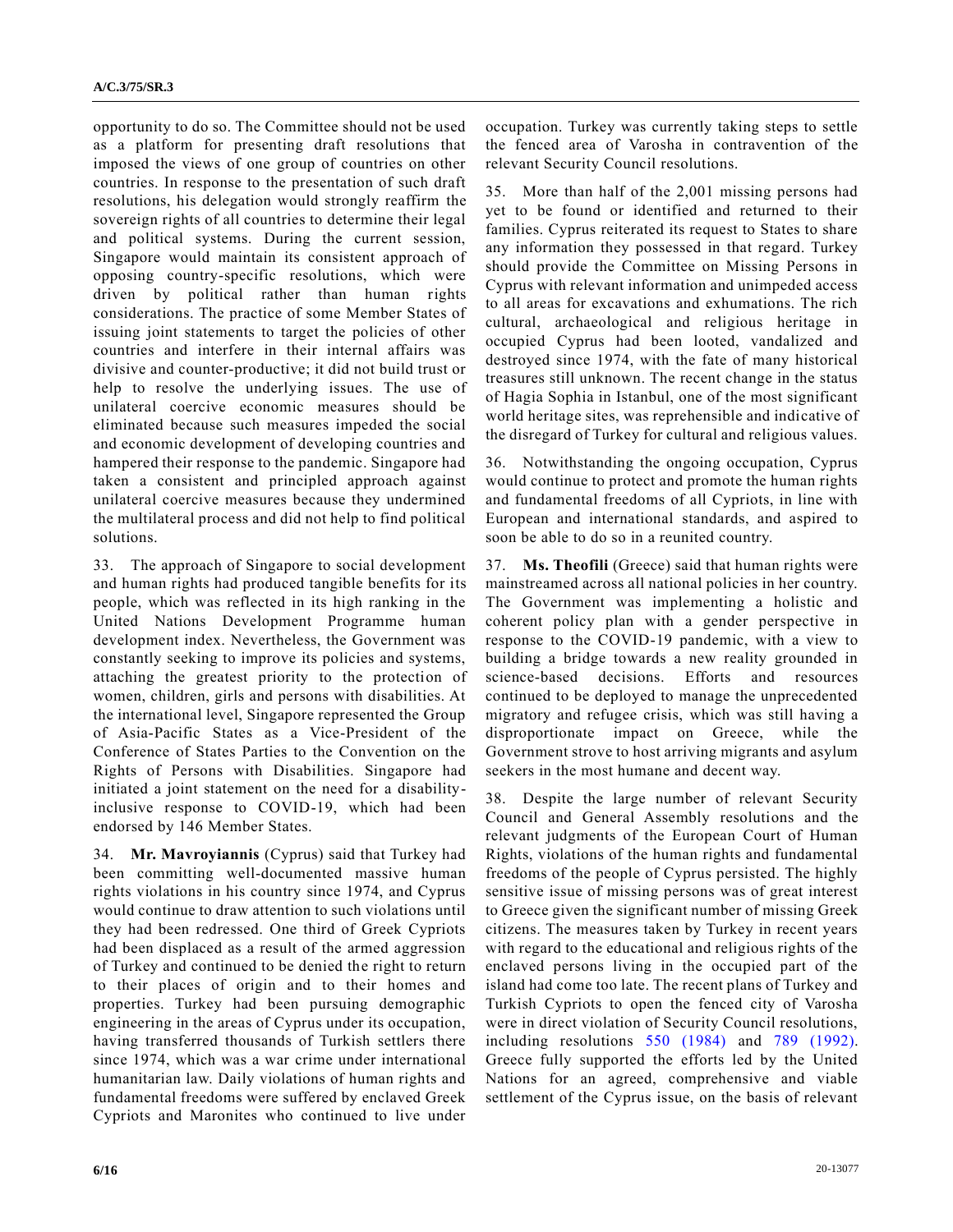opportunity to do so. The Committee should not be used as a platform for presenting draft resolutions that imposed the views of one group of countries on other countries. In response to the presentation of such draft resolutions, his delegation would strongly reaffirm the sovereign rights of all countries to determine their legal and political systems. During the current session, Singapore would maintain its consistent approach of opposing country-specific resolutions, which were driven by political rather than human rights considerations. The practice of some Member States of issuing joint statements to target the policies of other countries and interfere in their internal affairs was divisive and counter-productive; it did not build trust or help to resolve the underlying issues. The use of unilateral coercive economic measures should be eliminated because such measures impeded the social and economic development of developing countries and hampered their response to the pandemic. Singapore had taken a consistent and principled approach against unilateral coercive measures because they undermined the multilateral process and did not help to find political solutions.

33. The approach of Singapore to social development and human rights had produced tangible benefits for its people, which was reflected in its high ranking in the United Nations Development Programme human development index. Nevertheless, the Government was constantly seeking to improve its policies and systems, attaching the greatest priority to the protection of women, children, girls and persons with disabilities. At the international level, Singapore represented the Group of Asia-Pacific States as a Vice-President of the Conference of States Parties to the Convention on the Rights of Persons with Disabilities. Singapore had initiated a joint statement on the need for a disability-inclusive response to COVID-19, which had been endorsed by 146 Member States.

34. **Mr. Mavroyiannis** (Cyprus) said that Turkey had been committing well-documented massive human rights violations in his country since 1974, and Cyprus would continue to draw attention to such violations until they had been redressed. One third of Greek Cypriots had been displaced as a result of the armed aggression of Turkey and continued to be denied the right to return to their places of origin and to their homes and properties. Turkey had been pursuing demographic engineering in the areas of Cyprus under its occupation, having transferred thousands of Turkish settlers there since 1974, which was a war crime under international humanitarian law. Daily violations of human rights and fundamental freedoms were suffered by enclaved Greek Cypriots and Maronites who continued to live under occupation. Turkey was currently taking steps to settle the fenced area of Varosha in contravention of the relevant Security Council resolutions.

35. More than half of the 2,001 missing persons had yet to be found or identified and returned to their families. Cyprus reiterated its request to States to share any information they possessed in that regard. Turkey should provide the Committee on Missing Persons in Cyprus with relevant information and unimpeded access to all areas for excavations and exhumations. The rich cultural, archaeological and religious heritage in occupied Cyprus had been looted, vandalized and destroyed since 1974, with the fate of many historical treasures still unknown. The recent change in the status of Hagia Sophia in Istanbul, one of the most significant world heritage sites, was reprehensible and indicative of the disregard of Turkey for cultural and religious values.

36. Notwithstanding the ongoing occupation, Cyprus would continue to protect and promote the human rights and fundamental freedoms of all Cypriots, in line with European and international standards, and aspired to soon be able to do so in a reunited country.

37. **Ms. Theofili** (Greece) said that human rights were mainstreamed across all national policies in her country. The Government was implementing a holistic and coherent policy plan with a gender perspective in response to the COVID-19 pandemic, with a view to building a bridge towards a new reality grounded in science-based decisions. Efforts and resources continued to be deployed to manage the unprecedented migratory and refugee crisis, which was still having a disproportionate impact on Greece, while the Government strove to host arriving migrants and asylum seekers in the most humane and decent way.

38. Despite the large number of relevant Security Council and General Assembly resolutions and the relevant judgments of the European Court of Human Rights, violations of the human rights and fundamental freedoms of the people of Cyprus persisted. The highly sensitive issue of missing persons was of great interest to Greece given the significant number of missing Greek citizens. The measures taken by Turkey in recent years with regard to the educational and religious rights of the enclaved persons living in the occupied part of the island had come too late. The recent plans of Turkey and Turkish Cypriots to open the fenced city of Varosha were in direct violation of Security Council resolutions, including resolutions 550 (1984) and 789 (1992). Greece fully supported the efforts led by the United Nations for an agreed, comprehensive and viable settlement of the Cyprus issue, on the basis of relevant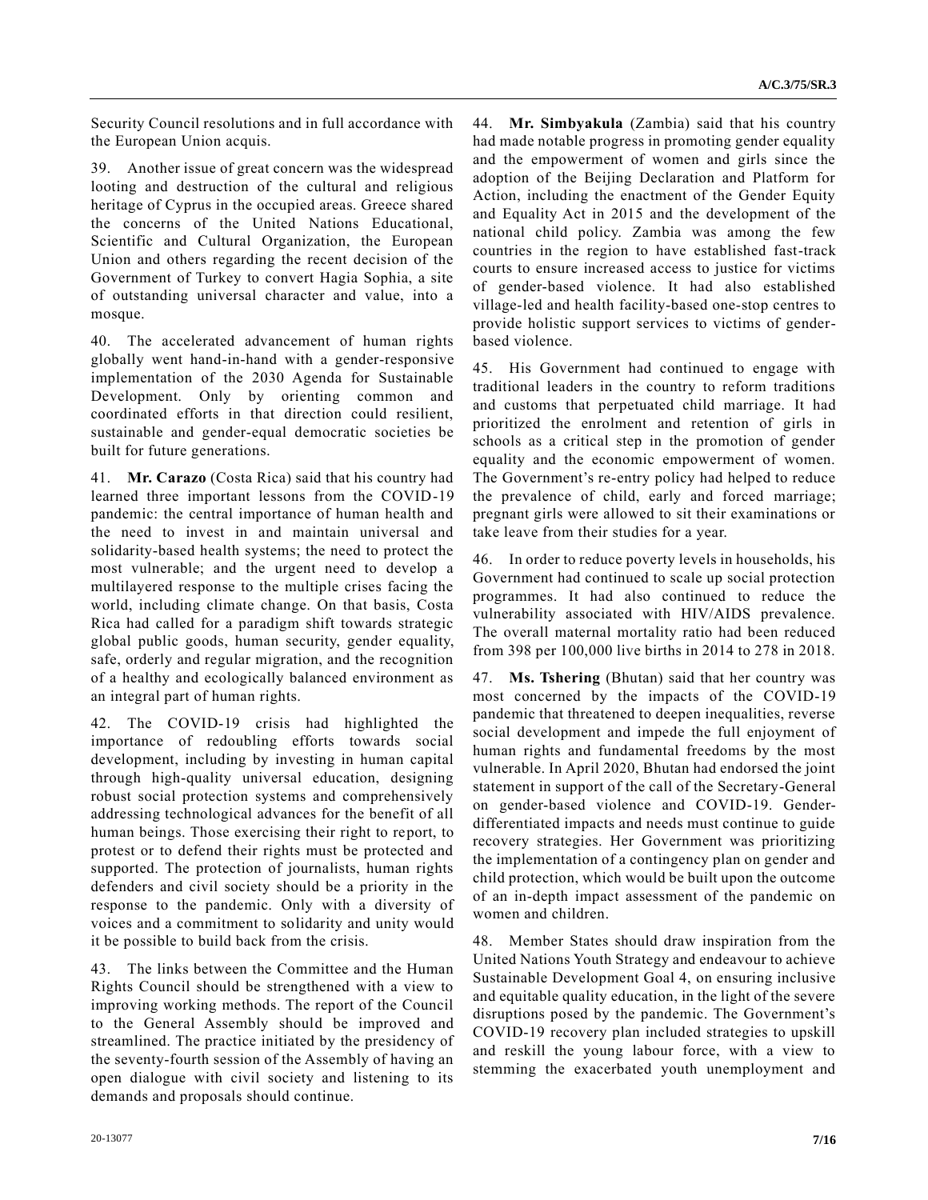Security Council resolutions and in full accordance with the European Union acquis.

39. Another issue of great concern was the widespread looting and destruction of the cultural and religious heritage of Cyprus in the occupied areas. Greece shared the concerns of the United Nations Educational, Scientific and Cultural Organization, the European Union and others regarding the recent decision of the Government of Turkey to convert Hagia Sophia, a site of outstanding universal character and value, into a mosque.

40. The accelerated advancement of human rights globally went hand-in-hand with a gender-responsive implementation of the 2030 Agenda for Sustainable Development. Only by orienting common and coordinated efforts in that direction could resilient, sustainable and gender-equal democratic societies be built for future generations.

41. **Mr. Carazo** (Costa Rica) said that his country had learned three important lessons from the COVID-19 pandemic: the central importance of human health and the need to invest in and maintain universal and solidarity-based health systems; the need to protect the most vulnerable; and the urgent need to develop a multilayered response to the multiple crises facing the world, including climate change. On that basis, Costa Rica had called for a paradigm shift towards strategic global public goods, human security, gender equality, safe, orderly and regular migration, and the recognition of a healthy and ecologically balanced environment as an integral part of human rights.

42. The COVID-19 crisis had highlighted the importance of redoubling efforts towards social development, including by investing in human capital through high-quality universal education, designing robust social protection systems and comprehensively addressing technological advances for the benefit of all human beings. Those exercising their right to report, to protest or to defend their rights must be protected and supported. The protection of journalists, human rights defenders and civil society should be a priority in the response to the pandemic. Only with a diversity of voices and a commitment to solidarity and unity would it be possible to build back from the crisis.

43. The links between the Committee and the Human Rights Council should be strengthened with a view to improving working methods. The report of the Council to the General Assembly should be improved and streamlined. The practice initiated by the presidency of the seventy-fourth session of the Assembly of having an open dialogue with civil society and listening to its demands and proposals should continue.

44. **Mr. Simbyakula** (Zambia) said that his country had made notable progress in promoting gender equality and the empowerment of women and girls since the adoption of the Beijing Declaration and Platform for Action, including the enactment of the Gender Equity and Equality Act in 2015 and the development of the national child policy. Zambia was among the few countries in the region to have established fast-track courts to ensure increased access to justice for victims of gender-based violence. It had also established village-led and health facility-based one-stop centres to provide holistic support services to victims of gender-based violence.

45. His Government had continued to engage with traditional leaders in the country to reform traditions and customs that perpetuated child marriage. It had prioritized the enrolment and retention of girls in schools as a critical step in the promotion of gender equality and the economic empowerment of women. The Government's re-entry policy had helped to reduce the prevalence of child, early and forced marriage; pregnant girls were allowed to sit their examinations or take leave from their studies for a year.

46. In order to reduce poverty levels in households, his Government had continued to scale up social protection programmes. It had also continued to reduce the vulnerability associated with HIV/AIDS prevalence. The overall maternal mortality ratio had been reduced from 398 per 100,000 live births in 2014 to 278 in 2018.

47. **Ms. Tshering** (Bhutan) said that her country was most concerned by the impacts of the COVID-19 pandemic that threatened to deepen inequalities, reverse social development and impede the full enjoyment of human rights and fundamental freedoms by the most vulnerable. In April 2020, Bhutan had endorsed the joint statement in support of the call of the Secretary-General on gender-based violence and COVID-19. Gender-differentiated impacts and needs must continue to guide recovery strategies. Her Government was prioritizing the implementation of a contingency plan on gender and child protection, which would be built upon the outcome of an in-depth impact assessment of the pandemic on women and children.

48. Member States should draw inspiration from the United Nations Youth Strategy and endeavour to achieve Sustainable Development Goal 4, on ensuring inclusive and equitable quality education, in the light of the severe disruptions posed by the pandemic. The Government's COVID-19 recovery plan included strategies to upskill and reskill the young labour force, with a view to stemming the exacerbated youth unemployment and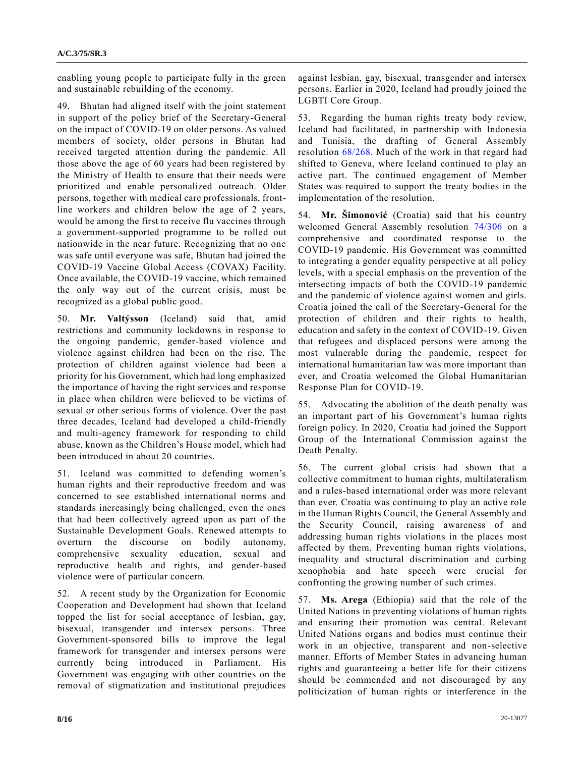enabling young people to participate fully in the green and sustainable rebuilding of the economy.

49. Bhutan had aligned itself with the joint statement in support of the policy brief of the Secretary-General on the impact of COVID-19 on older persons. As valued members of society, older persons in Bhutan had received targeted attention during the pandemic. All those above the age of 60 years had been registered by the Ministry of Health to ensure that their needs were prioritized and enable personalized outreach. Older persons, together with medical care professionals, front-line workers and children below the age of 2 years, would be among the first to receive flu vaccines through a government-supported programme to be rolled out nationwide in the near future. Recognizing that no one was safe until everyone was safe, Bhutan had joined the COVID-19 Vaccine Global Access (COVAX) Facility. Once available, the COVID-19 vaccine, which remained the only way out of the current crisis, must be recognized as a global public good.

50. **Mr. Valtýsson** (Iceland) said that, amid restrictions and community lockdowns in response to the ongoing pandemic, gender-based violence and violence against children had been on the rise. The protection of children against violence had been a priority for his Government, which had long emphasized the importance of having the right services and response in place when children were believed to be victims of sexual or other serious forms of violence. Over the past three decades, Iceland had developed a child-friendly and multi-agency framework for responding to child abuse, known as the Children's House model, which had been introduced in about 20 countries.

51. Iceland was committed to defending women's human rights and their reproductive freedom and was concerned to see established international norms and standards increasingly being challenged, even the ones that had been collectively agreed upon as part of the Sustainable Development Goals. Renewed attempts to overturn the discourse on bodily autonomy, comprehensive sexuality education, sexual and reproductive health and rights, and gender-based violence were of particular concern.

52. A recent study by the Organization for Economic Cooperation and Development had shown that Iceland topped the list for social acceptance of lesbian, gay, bisexual, transgender and intersex persons. Three Government-sponsored bills to improve the legal framework for transgender and intersex persons were currently being introduced in Parliament. His Government was engaging with other countries on the removal of stigmatization and institutional prejudices against lesbian, gay, bisexual, transgender and intersex persons. Earlier in 2020, Iceland had proudly joined the LGBTI Core Group.

53. Regarding the human rights treaty body review, Iceland had facilitated, in partnership with Indonesia and Tunisia, the drafting of General Assembly resolution 68/268. Much of the work in that regard had shifted to Geneva, where Iceland continued to play an active part. The continued engagement of Member States was required to support the treaty bodies in the implementation of the resolution.

54. **Mr. Šimonović** (Croatia) said that his country welcomed General Assembly resolution 74/306 on a comprehensive and coordinated response to the COVID-19 pandemic. His Government was committed to integrating a gender equality perspective at all policy levels, with a special emphasis on the prevention of the intersecting impacts of both the COVID-19 pandemic and the pandemic of violence against women and girls. Croatia joined the call of the Secretary-General for the protection of children and their rights to health, education and safety in the context of COVID-19. Given that refugees and displaced persons were among the most vulnerable during the pandemic, respect for international humanitarian law was more important than ever, and Croatia welcomed the Global Humanitarian Response Plan for COVID-19.

55. Advocating the abolition of the death penalty was an important part of his Government's human rights foreign policy. In 2020, Croatia had joined the Support Group of the International Commission against the Death Penalty.

56. The current global crisis had shown that a collective commitment to human rights, multilateralism and a rules-based international order was more relevant than ever. Croatia was continuing to play an active role in the Human Rights Council, the General Assembly and the Security Council, raising awareness of and addressing human rights violations in the places most affected by them. Preventing human rights violations, inequality and structural discrimination and curbing xenophobia and hate speech were crucial for confronting the growing number of such crimes.

57. **Ms. Arega** (Ethiopia) said that the role of the United Nations in preventing violations of human rights and ensuring their promotion was central. Relevant United Nations organs and bodies must continue their work in an objective, transparent and non-selective manner. Efforts of Member States in advancing human rights and guaranteeing a better life for their citizens should be commended and not discouraged by any politicization of human rights or interference in the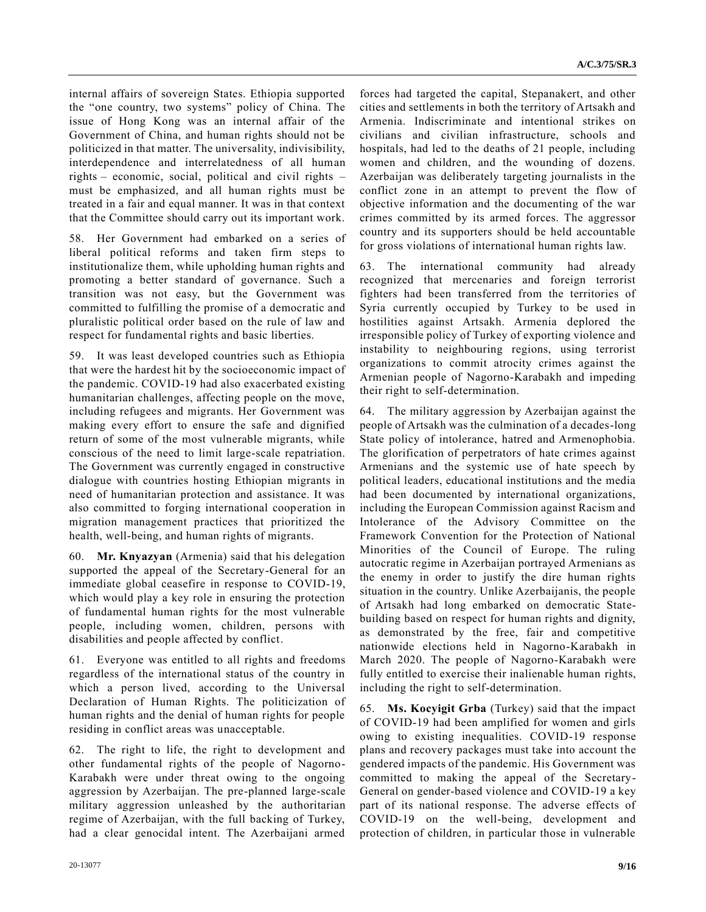internal affairs of sovereign States. Ethiopia supported the "one country, two systems" policy of China. The issue of Hong Kong was an internal affair of the Government of China, and human rights should not be politicized in that matter. The universality, indivisibility, interdependence and interrelatedness of all human rights – economic, social, political and civil rights – must be emphasized, and all human rights must be treated in a fair and equal manner. It was in that context that the Committee should carry out its important work.

58. Her Government had embarked on a series of liberal political reforms and taken firm steps to institutionalize them, while upholding human rights and promoting a better standard of governance. Such a transition was not easy, but the Government was committed to fulfilling the promise of a democratic and pluralistic political order based on the rule of law and respect for fundamental rights and basic liberties.

59. It was least developed countries such as Ethiopia that were the hardest hit by the socioeconomic impact of the pandemic. COVID-19 had also exacerbated existing humanitarian challenges, affecting people on the move, including refugees and migrants. Her Government was making every effort to ensure the safe and dignified return of some of the most vulnerable migrants, while conscious of the need to limit large-scale repatriation. The Government was currently engaged in constructive dialogue with countries hosting Ethiopian migrants in need of humanitarian protection and assistance. It was also committed to forging international cooperation in migration management practices that prioritized the health, well-being, and human rights of migrants.

60. **Mr. Knyazyan** (Armenia) said that his delegation supported the appeal of the Secretary-General for an immediate global ceasefire in response to COVID-19, which would play a key role in ensuring the protection of fundamental human rights for the most vulnerable people, including women, children, persons with disabilities and people affected by conflict.

61. Everyone was entitled to all rights and freedoms regardless of the international status of the country in which a person lived, according to the Universal Declaration of Human Rights. The politicization of human rights and the denial of human rights for people residing in conflict areas was unacceptable.

62. The right to life, the right to development and other fundamental rights of the people of Nagorno-Karabakh were under threat owing to the ongoing aggression by Azerbaijan. The pre-planned large-scale military aggression unleashed by the authoritarian regime of Azerbaijan, with the full backing of Turkey, had a clear genocidal intent. The Azerbaijani armed forces had targeted the capital, Stepanakert, and other cities and settlements in both the territory of Artsakh and Armenia. Indiscriminate and intentional strikes on civilians and civilian infrastructure, schools and hospitals, had led to the deaths of 21 people, including women and children, and the wounding of dozens. Azerbaijan was deliberately targeting journalists in the conflict zone in an attempt to prevent the flow of objective information and the documenting of the war crimes committed by its armed forces. The aggressor country and its supporters should be held accountable for gross violations of international human rights law.

63. The international community had already recognized that mercenaries and foreign terrorist fighters had been transferred from the territories of Syria currently occupied by Turkey to be used in hostilities against Artsakh. Armenia deplored the irresponsible policy of Turkey of exporting violence and instability to neighbouring regions, using terrorist organizations to commit atrocity crimes against the Armenian people of Nagorno-Karabakh and impeding their right to self-determination.

64. The military aggression by Azerbaijan against the people of Artsakh was the culmination of a decades-long State policy of intolerance, hatred and Armenophobia. The glorification of perpetrators of hate crimes against Armenians and the systemic use of hate speech by political leaders, educational institutions and the media had been documented by international organizations, including the European Commission against Racism and Intolerance of the Advisory Committee on the Framework Convention for the Protection of National Minorities of the Council of Europe. The ruling autocratic regime in Azerbaijan portrayed Armenians as the enemy in order to justify the dire human rights situation in the country. Unlike Azerbaijanis, the people of Artsakh had long embarked on democratic State-building based on respect for human rights and dignity, as demonstrated by the free, fair and competitive nationwide elections held in Nagorno-Karabakh in March 2020. The people of Nagorno-Karabakh were fully entitled to exercise their inalienable human rights, including the right to self-determination.

65. **Ms. Kocyigit Grba** (Turkey) said that the impact of COVID-19 had been amplified for women and girls owing to existing inequalities. COVID-19 response plans and recovery packages must take into account the gendered impacts of the pandemic. His Government was committed to making the appeal of the Secretary-General on gender-based violence and COVID-19 a key part of its national response. The adverse effects of COVID-19 on the well-being, development and protection of children, in particular those in vulnerable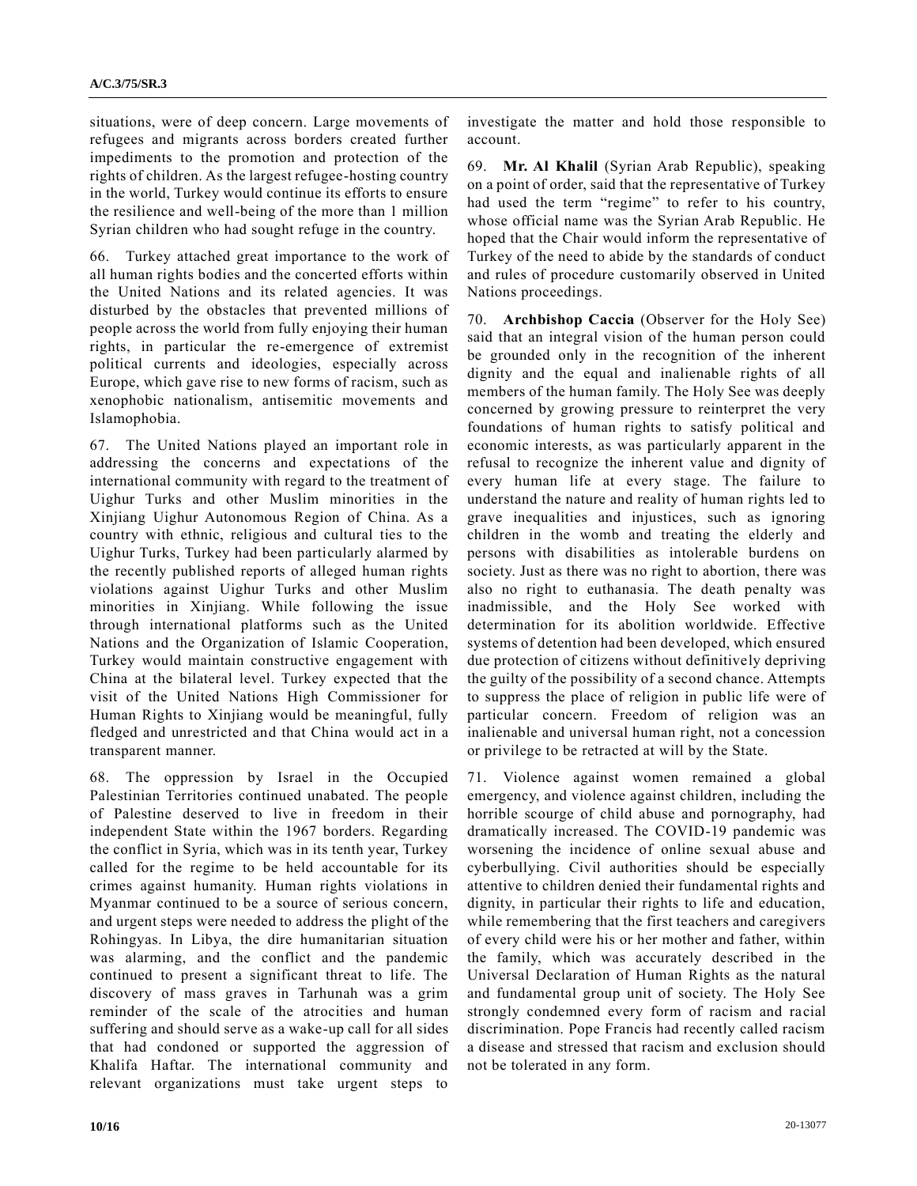situations, were of deep concern. Large movements of refugees and migrants across borders created further impediments to the promotion and protection of the rights of children. As the largest refugee-hosting country in the world, Turkey would continue its efforts to ensure the resilience and well-being of the more than 1 million Syrian children who had sought refuge in the country.

66. Turkey attached great importance to the work of all human rights bodies and the concerted efforts within the United Nations and its related agencies. It was disturbed by the obstacles that prevented millions of people across the world from fully enjoying their human rights, in particular the re-emergence of extremist political currents and ideologies, especially across Europe, which gave rise to new forms of racism, such as xenophobic nationalism, antisemitic movements and Islamophobia.

67. The United Nations played an important role in addressing the concerns and expectations of the international community with regard to the treatment of Uighur Turks and other Muslim minorities in the Xinjiang Uighur Autonomous Region of China. As a country with ethnic, religious and cultural ties to the Uighur Turks, Turkey had been particularly alarmed by the recently published reports of alleged human rights violations against Uighur Turks and other Muslim minorities in Xinjiang. While following the issue through international platforms such as the United Nations and the Organization of Islamic Cooperation, Turkey would maintain constructive engagement with China at the bilateral level. Turkey expected that the visit of the United Nations High Commissioner for Human Rights to Xinjiang would be meaningful, fully fledged and unrestricted and that China would act in a transparent manner.

68. The oppression by Israel in the Occupied Palestinian Territories continued unabated. The people of Palestine deserved to live in freedom in their independent State within the 1967 borders. Regarding the conflict in Syria, which was in its tenth year, Turkey called for the regime to be held accountable for its crimes against humanity. Human rights violations in Myanmar continued to be a source of serious concern, and urgent steps were needed to address the plight of the Rohingyas. In Libya, the dire humanitarian situation was alarming, and the conflict and the pandemic continued to present a significant threat to life. The discovery of mass graves in Tarhunah was a grim reminder of the scale of the atrocities and human suffering and should serve as a wake-up call for all sides that had condoned or supported the aggression of Khalifa Haftar. The international community and relevant organizations must take urgent steps to investigate the matter and hold those responsible to account.

69. **Mr. Al Khalil** (Syrian Arab Republic), speaking on a point of order, said that the representative of Turkey had used the term "regime" to refer to his country, whose official name was the Syrian Arab Republic. He hoped that the Chair would inform the representative of Turkey of the need to abide by the standards of conduct and rules of procedure customarily observed in United Nations proceedings.

70. **Archbishop Caccia** (Observer for the Holy See) said that an integral vision of the human person could be grounded only in the recognition of the inherent dignity and the equal and inalienable rights of all members of the human family. The Holy See was deeply concerned by growing pressure to reinterpret the very foundations of human rights to satisfy political and economic interests, as was particularly apparent in the refusal to recognize the inherent value and dignity of every human life at every stage. The failure to understand the nature and reality of human rights led to grave inequalities and injustices, such as ignoring children in the womb and treating the elderly and persons with disabilities as intolerable burdens on society. Just as there was no right to abortion, there was also no right to euthanasia. The death penalty was inadmissible, and the Holy See worked with determination for its abolition worldwide. Effective systems of detention had been developed, which ensured due protection of citizens without definitively depriving the guilty of the possibility of a second chance. Attempts to suppress the place of religion in public life were of particular concern. Freedom of religion was an inalienable and universal human right, not a concession or privilege to be retracted at will by the State.

71. Violence against women remained a global emergency, and violence against children, including the horrible scourge of child abuse and pornography, had dramatically increased. The COVID-19 pandemic was worsening the incidence of online sexual abuse and cyberbullying. Civil authorities should be especially attentive to children denied their fundamental rights and dignity, in particular their rights to life and education, while remembering that the first teachers and caregivers of every child were his or her mother and father, within the family, which was accurately described in the Universal Declaration of Human Rights as the natural and fundamental group unit of society. The Holy See strongly condemned every form of racism and racial discrimination. Pope Francis had recently called racism a disease and stressed that racism and exclusion should not be tolerated in any form.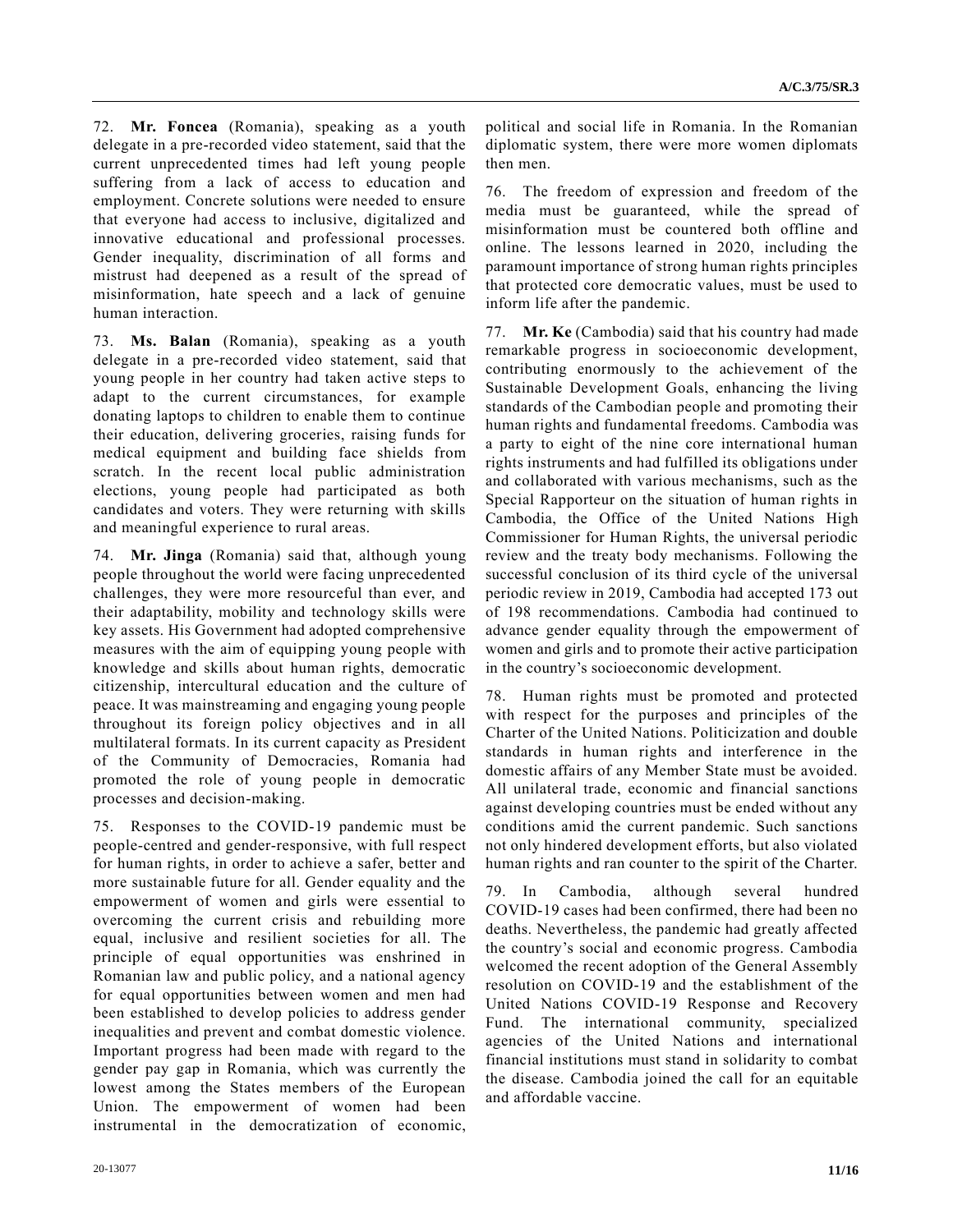72. **Mr. Foncea** (Romania), speaking as a youth delegate in a pre-recorded video statement, said that the current unprecedented times had left young people suffering from a lack of access to education and employment. Concrete solutions were needed to ensure that everyone had access to inclusive, digitalized and innovative educational and professional processes. Gender inequality, discrimination of all forms and mistrust had deepened as a result of the spread of misinformation, hate speech and a lack of genuine human interaction.

73. **Ms. Balan** (Romania), speaking as a youth delegate in a pre-recorded video statement, said that young people in her country had taken active steps to adapt to the current circumstances, for example donating laptops to children to enable them to continue their education, delivering groceries, raising funds for medical equipment and building face shields from scratch. In the recent local public administration elections, young people had participated as both candidates and voters. They were returning with skills and meaningful experience to rural areas.

74. **Mr. Jinga** (Romania) said that, although young people throughout the world were facing unprecedented challenges, they were more resourceful than ever, and their adaptability, mobility and technology skills were key assets. His Government had adopted comprehensive measures with the aim of equipping young people with knowledge and skills about human rights, democratic citizenship, intercultural education and the culture of peace. It was mainstreaming and engaging young people throughout its foreign policy objectives and in all multilateral formats. In its current capacity as President of the Community of Democracies, Romania had promoted the role of young people in democratic processes and decision-making.

75. Responses to the COVID-19 pandemic must be people-centred and gender-responsive, with full respect for human rights, in order to achieve a safer, better and more sustainable future for all. Gender equality and the empowerment of women and girls were essential to overcoming the current crisis and rebuilding more equal, inclusive and resilient societies for all. The principle of equal opportunities was enshrined in Romanian law and public policy, and a national agency for equal opportunities between women and men had been established to develop policies to address gender inequalities and prevent and combat domestic violence. Important progress had been made with regard to the gender pay gap in Romania, which was currently the lowest among the States members of the European Union. The empowerment of women had been instrumental in the democratization of economic, political and social life in Romania. In the Romanian diplomatic system, there were more women diplomats then men.

76. The freedom of expression and freedom of the media must be guaranteed, while the spread of misinformation must be countered both offline and online. The lessons learned in 2020, including the paramount importance of strong human rights principles that protected core democratic values, must be used to inform life after the pandemic.

77. **Mr. Ke** (Cambodia) said that his country had made remarkable progress in socioeconomic development, contributing enormously to the achievement of the Sustainable Development Goals, enhancing the living standards of the Cambodian people and promoting their human rights and fundamental freedoms. Cambodia was a party to eight of the nine core international human rights instruments and had fulfilled its obligations under and collaborated with various mechanisms, such as the Special Rapporteur on the situation of human rights in Cambodia, the Office of the United Nations High Commissioner for Human Rights, the universal periodic review and the treaty body mechanisms. Following the successful conclusion of its third cycle of the universal periodic review in 2019, Cambodia had accepted 173 out of 198 recommendations. Cambodia had continued to advance gender equality through the empowerment of women and girls and to promote their active participation in the country's socioeconomic development.

78. Human rights must be promoted and protected with respect for the purposes and principles of the Charter of the United Nations. Politicization and double standards in human rights and interference in the domestic affairs of any Member State must be avoided. All unilateral trade, economic and financial sanctions against developing countries must be ended without any conditions amid the current pandemic. Such sanctions not only hindered development efforts, but also violated human rights and ran counter to the spirit of the Charter.

79. In Cambodia, although several hundred COVID-19 cases had been confirmed, there had been no deaths. Nevertheless, the pandemic had greatly affected the country's social and economic progress. Cambodia welcomed the recent adoption of the General Assembly resolution on COVID-19 and the establishment of the United Nations COVID-19 Response and Recovery Fund. The international community, specialized agencies of the United Nations and international financial institutions must stand in solidarity to combat the disease. Cambodia joined the call for an equitable and affordable vaccine.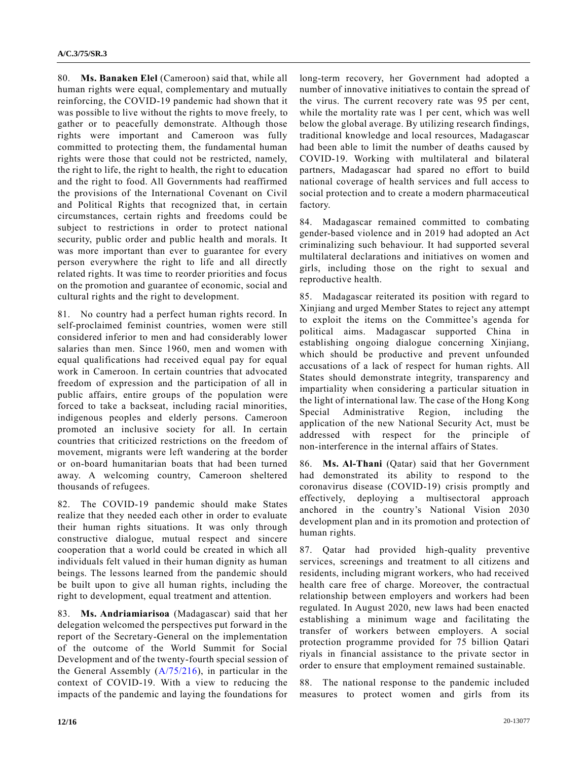80. **Ms. Banaken Elel** (Cameroon) said that, while all human rights were equal, complementary and mutually reinforcing, the COVID-19 pandemic had shown that it was possible to live without the rights to move freely, to gather or to peacefully demonstrate. Although those rights were important and Cameroon was fully committed to protecting them, the fundamental human rights were those that could not be restricted, namely, the right to life, the right to health, the right to education and the right to food. All Governments had reaffirmed the provisions of the International Covenant on Civil and Political Rights that recognized that, in certain circumstances, certain rights and freedoms could be subject to restrictions in order to protect national security, public order and public health and morals. It was more important than ever to guarantee for every person everywhere the right to life and all directly related rights. It was time to reorder priorities and focus on the promotion and guarantee of economic, social and cultural rights and the right to development.

81. No country had a perfect human rights record. In self-proclaimed feminist countries, women were still considered inferior to men and had considerably lower salaries than men. Since 1960, men and women with equal qualifications had received equal pay for equal work in Cameroon. In certain countries that advocated freedom of expression and the participation of all in public affairs, entire groups of the population were forced to take a backseat, including racial minorities, indigenous peoples and elderly persons. Cameroon promoted an inclusive society for all. In certain countries that criticized restrictions on the freedom of movement, migrants were left wandering at the border or on-board humanitarian boats that had been turned away. A welcoming country, Cameroon sheltered thousands of refugees.

82. The COVID-19 pandemic should make States realize that they needed each other in order to evaluate their human rights situations. It was only through constructive dialogue, mutual respect and sincere cooperation that a world could be created in which all individuals felt valued in their human dignity as human beings. The lessons learned from the pandemic should be built upon to give all human rights, including the right to development, equal treatment and attention.

83. **Ms. Andriamiarisoa** (Madagascar) said that her delegation welcomed the perspectives put forward in the report of the Secretary-General on the implementation of the outcome of the World Summit for Social Development and of the twenty-fourth special session of the General Assembly (A/75/216), in particular in the context of COVID-19. With a view to reducing the impacts of the pandemic and laying the foundations for long-term recovery, her Government had adopted a number of innovative initiatives to contain the spread of the virus. The current recovery rate was 95 per cent, while the mortality rate was 1 per cent, which was well below the global average. By utilizing research findings, traditional knowledge and local resources, Madagascar had been able to limit the number of deaths caused by COVID-19. Working with multilateral and bilateral partners, Madagascar had spared no effort to build national coverage of health services and full access to social protection and to create a modern pharmaceutical factory.

84. Madagascar remained committed to combating gender-based violence and in 2019 had adopted an Act criminalizing such behaviour. It had supported several multilateral declarations and initiatives on women and girls, including those on the right to sexual and reproductive health.

85. Madagascar reiterated its position with regard to Xinjiang and urged Member States to reject any attempt to exploit the items on the Committee's agenda for political aims. Madagascar supported China in establishing ongoing dialogue concerning Xinjiang, which should be productive and prevent unfounded accusations of a lack of respect for human rights. All States should demonstrate integrity, transparency and impartiality when considering a particular situation in the light of international law. The case of the Hong Kong Special Administrative Region, including the application of the new National Security Act, must be addressed with respect for the principle of non-interference in the internal affairs of States.

86. **Ms. Al-Thani** (Qatar) said that her Government had demonstrated its ability to respond to the coronavirus disease (COVID-19) crisis promptly and effectively, deploying a multisectoral approach anchored in the country's National Vision 2030 development plan and in its promotion and protection of human rights.

87. Qatar had provided high-quality preventive services, screenings and treatment to all citizens and residents, including migrant workers, who had received health care free of charge. Moreover, the contractual relationship between employers and workers had been regulated. In August 2020, new laws had been enacted establishing a minimum wage and facilitating the transfer of workers between employers. A social protection programme provided for 75 billion Qatari riyals in financial assistance to the private sector in order to ensure that employment remained sustainable.

88. The national response to the pandemic included measures to protect women and girls from its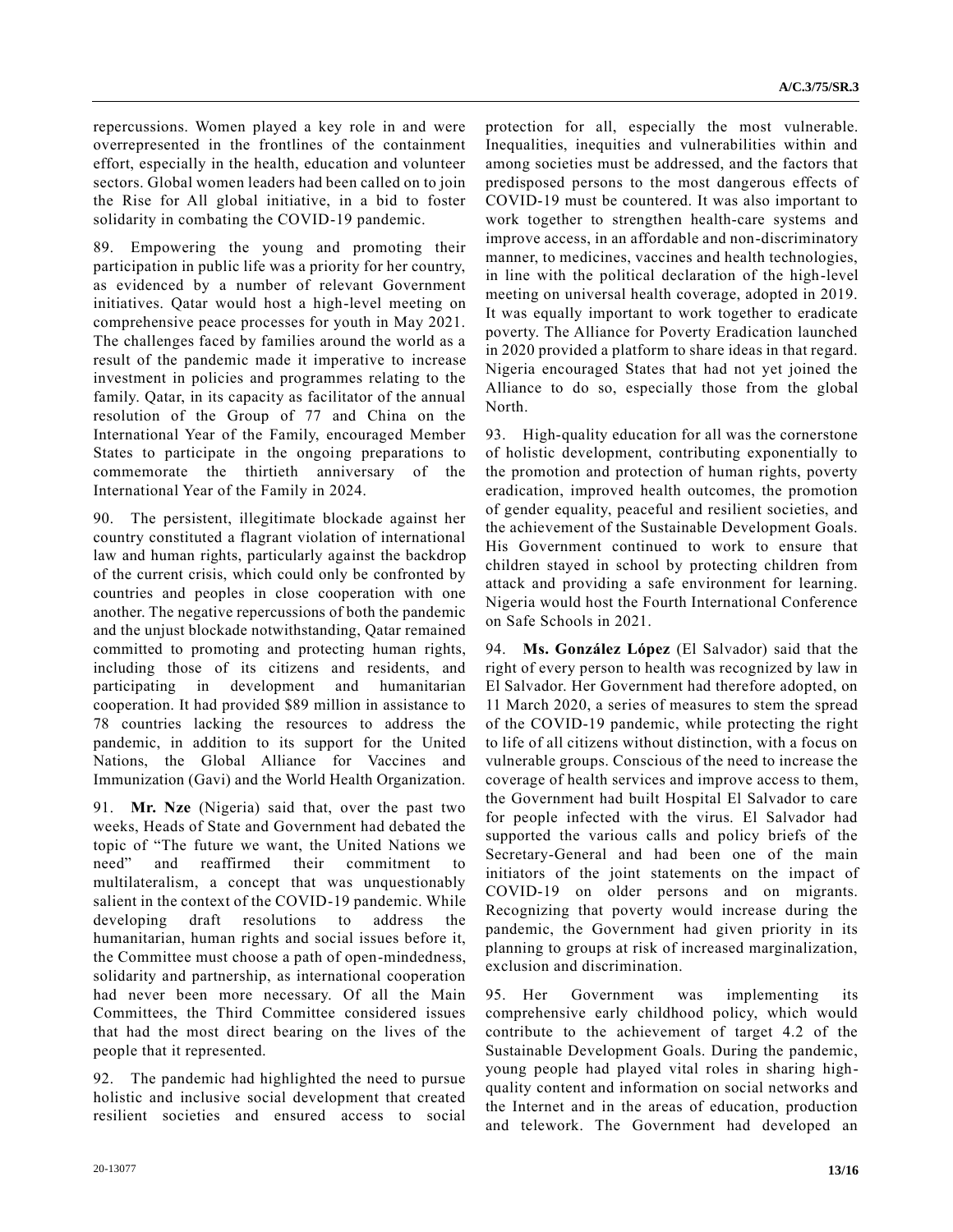repercussions. Women played a key role in and were overrepresented in the frontlines of the containment effort, especially in the health, education and volunteer sectors. Global women leaders had been called on to join the Rise for All global initiative, in a bid to foster solidarity in combating the COVID-19 pandemic.

89. Empowering the young and promoting their participation in public life was a priority for her country, as evidenced by a number of relevant Government initiatives. Qatar would host a high-level meeting on comprehensive peace processes for youth in May 2021. The challenges faced by families around the world as a result of the pandemic made it imperative to increase investment in policies and programmes relating to the family. Qatar, in its capacity as facilitator of the annual resolution of the Group of 77 and China on the International Year of the Family, encouraged Member States to participate in the ongoing preparations to commemorate the thirtieth anniversary of the International Year of the Family in 2024.

90. The persistent, illegitimate blockade against her country constituted a flagrant violation of international law and human rights, particularly against the backdrop of the current crisis, which could only be confronted by countries and peoples in close cooperation with one another. The negative repercussions of both the pandemic and the unjust blockade notwithstanding, Qatar remained committed to promoting and protecting human rights, including those of its citizens and residents, and participating in development and humanitarian cooperation. It had provided \$89 million in assistance to 78 countries lacking the resources to address the pandemic, in addition to its support for the United Nations, the Global Alliance for Vaccines and Immunization (Gavi) and the World Health Organization.

91. **Mr. Nze** (Nigeria) said that, over the past two weeks, Heads of State and Government had debated the topic of "The future we want, the United Nations we need" and reaffirmed their commitment to multilateralism, a concept that was unquestionably salient in the context of the COVID-19 pandemic. While developing draft resolutions to address the humanitarian, human rights and social issues before it, the Committee must choose a path of open-mindedness, solidarity and partnership, as international cooperation had never been more necessary. Of all the Main Committees, the Third Committee considered issues that had the most direct bearing on the lives of the people that it represented.

92. The pandemic had highlighted the need to pursue holistic and inclusive social development that created resilient societies and ensured access to social protection for all, especially the most vulnerable. Inequalities, inequities and vulnerabilities within and among societies must be addressed, and the factors that predisposed persons to the most dangerous effects of COVID-19 must be countered. It was also important to work together to strengthen health-care systems and improve access, in an affordable and non-discriminatory manner, to medicines, vaccines and health technologies, in line with the political declaration of the high-level meeting on universal health coverage, adopted in 2019. It was equally important to work together to eradicate poverty. The Alliance for Poverty Eradication launched in 2020 provided a platform to share ideas in that regard. Nigeria encouraged States that had not yet joined the Alliance to do so, especially those from the global North.

93. High-quality education for all was the cornerstone of holistic development, contributing exponentially to the promotion and protection of human rights, poverty eradication, improved health outcomes, the promotion of gender equality, peaceful and resilient societies, and the achievement of the Sustainable Development Goals. His Government continued to work to ensure that children stayed in school by protecting children from attack and providing a safe environment for learning. Nigeria would host the Fourth International Conference on Safe Schools in 2021.

94. **Ms. González López** (El Salvador) said that the right of every person to health was recognized by law in El Salvador. Her Government had therefore adopted, on 11 March 2020, a series of measures to stem the spread of the COVID-19 pandemic, while protecting the right to life of all citizens without distinction, with a focus on vulnerable groups. Conscious of the need to increase the coverage of health services and improve access to them, the Government had built Hospital El Salvador to care for people infected with the virus. El Salvador had supported the various calls and policy briefs of the Secretary-General and had been one of the main initiators of the joint statements on the impact of COVID-19 on older persons and on migrants. Recognizing that poverty would increase during the pandemic, the Government had given priority in its planning to groups at risk of increased marginalization, exclusion and discrimination.

95. Her Government was implementing its comprehensive early childhood policy, which would contribute to the achievement of target 4.2 of the Sustainable Development Goals. During the pandemic, young people had played vital roles in sharing high-quality content and information on social networks and the Internet and in the areas of education, production and telework. The Government had developed an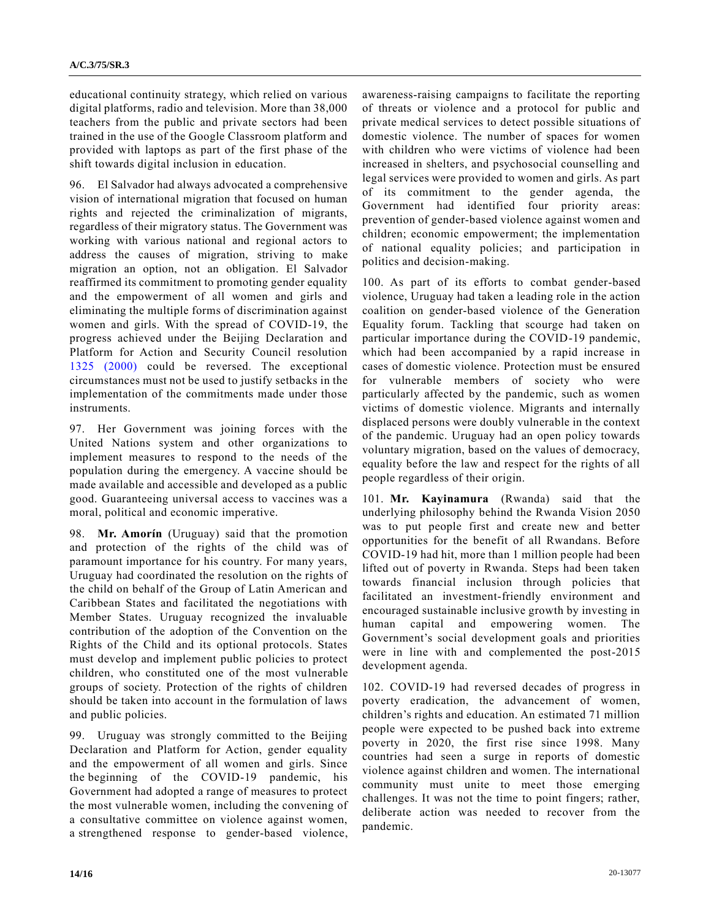educational continuity strategy, which relied on various digital platforms, radio and television. More than 38,000 teachers from the public and private sectors had been trained in the use of the Google Classroom platform and provided with laptops as part of the first phase of the shift towards digital inclusion in education.

96. El Salvador had always advocated a comprehensive vision of international migration that focused on human rights and rejected the criminalization of migrants, regardless of their migratory status. The Government was working with various national and regional actors to address the causes of migration, striving to make migration an option, not an obligation. El Salvador reaffirmed its commitment to promoting gender equality and the empowerment of all women and girls and eliminating the multiple forms of discrimination against women and girls. With the spread of COVID-19, the progress achieved under the Beijing Declaration and Platform for Action and Security Council resolution 1325 (2000) could be reversed. The exceptional circumstances must not be used to justify setbacks in the implementation of the commitments made under those instruments.

97. Her Government was joining forces with the United Nations system and other organizations to implement measures to respond to the needs of the population during the emergency. A vaccine should be made available and accessible and developed as a public good. Guaranteeing universal access to vaccines was a moral, political and economic imperative.

98. **Mr. Amorín** (Uruguay) said that the promotion and protection of the rights of the child was of paramount importance for his country. For many years, Uruguay had coordinated the resolution on the rights of the child on behalf of the Group of Latin American and Caribbean States and facilitated the negotiations with Member States. Uruguay recognized the invaluable contribution of the adoption of the Convention on the Rights of the Child and its optional protocols. States must develop and implement public policies to protect children, who constituted one of the most vulnerable groups of society. Protection of the rights of children should be taken into account in the formulation of laws and public policies.

99. Uruguay was strongly committed to the Beijing Declaration and Platform for Action, gender equality and the empowerment of all women and girls. Since the beginning of the COVID-19 pandemic, his Government had adopted a range of measures to protect the most vulnerable women, including the convening of a consultative committee on violence against women, a strengthened response to gender-based violence, awareness-raising campaigns to facilitate the reporting of threats or violence and a protocol for public and private medical services to detect possible situations of domestic violence. The number of spaces for women with children who were victims of violence had been increased in shelters, and psychosocial counselling and legal services were provided to women and girls. As part of its commitment to the gender agenda, the Government had identified four priority areas: prevention of gender-based violence against women and children; economic empowerment; the implementation of national equality policies; and participation in politics and decision-making.

100. As part of its efforts to combat gender-based violence, Uruguay had taken a leading role in the action coalition on gender-based violence of the Generation Equality forum. Tackling that scourge had taken on particular importance during the COVID-19 pandemic, which had been accompanied by a rapid increase in cases of domestic violence. Protection must be ensured for vulnerable members of society who were particularly affected by the pandemic, such as women victims of domestic violence. Migrants and internally displaced persons were doubly vulnerable in the context of the pandemic. Uruguay had an open policy towards voluntary migration, based on the values of democracy, equality before the law and respect for the rights of all people regardless of their origin.

101. **Mr. Kayinamura** (Rwanda) said that the underlying philosophy behind the Rwanda Vision 2050 was to put people first and create new and better opportunities for the benefit of all Rwandans. Before COVID-19 had hit, more than 1 million people had been lifted out of poverty in Rwanda. Steps had been taken towards financial inclusion through policies that facilitated an investment-friendly environment and encouraged sustainable inclusive growth by investing in human capital and empowering women. The Government's social development goals and priorities were in line with and complemented the post-2015 development agenda.

102. COVID-19 had reversed decades of progress in poverty eradication, the advancement of women, children's rights and education. An estimated 71 million people were expected to be pushed back into extreme poverty in 2020, the first rise since 1998. Many countries had seen a surge in reports of domestic violence against children and women. The international community must unite to meet those emerging challenges. It was not the time to point fingers; rather, deliberate action was needed to recover from the pandemic.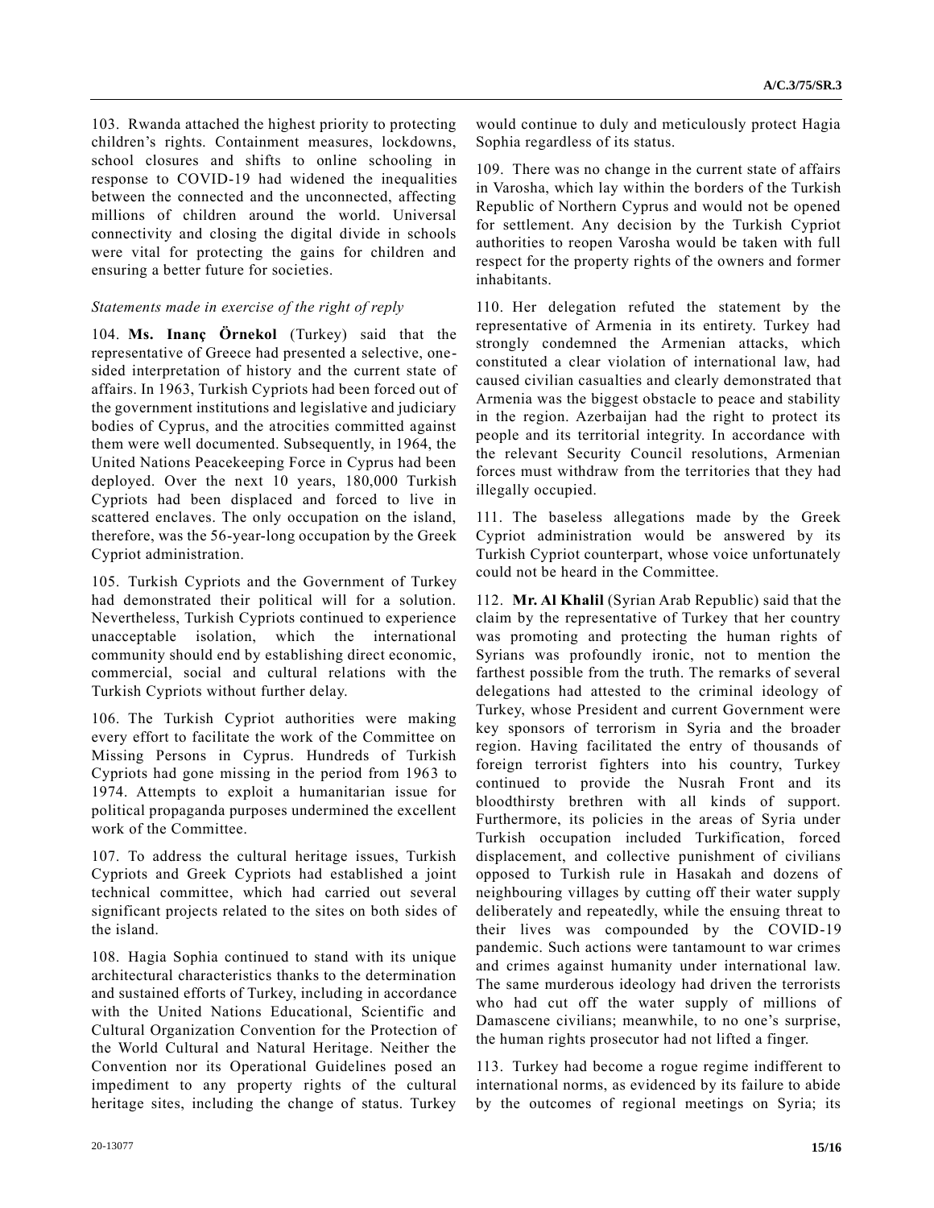103. Rwanda attached the highest priority to protecting children's rights. Containment measures, lockdowns, school closures and shifts to online schooling in response to COVID-19 had widened the inequalities between the connected and the unconnected, affecting millions of children around the world. Universal connectivity and closing the digital divide in schools were vital for protecting the gains for children and ensuring a better future for societies.

*Statements made in exercise of the right of reply*

104. **Ms. Inanç Örnekol** (Turkey) said that the representative of Greece had presented a selective, one-sided interpretation of history and the current state of affairs. In 1963, Turkish Cypriots had been forced out of the government institutions and legislative and judiciary bodies of Cyprus, and the atrocities committed against them were well documented. Subsequently, in 1964, the United Nations Peacekeeping Force in Cyprus had been deployed. Over the next 10 years, 180,000 Turkish Cypriots had been displaced and forced to live in scattered enclaves. The only occupation on the island, therefore, was the 56-year-long occupation by the Greek Cypriot administration.

105. Turkish Cypriots and the Government of Turkey had demonstrated their political will for a solution. Nevertheless, Turkish Cypriots continued to experience unacceptable isolation, which the international community should end by establishing direct economic, commercial, social and cultural relations with the Turkish Cypriots without further delay.

106. The Turkish Cypriot authorities were making every effort to facilitate the work of the Committee on Missing Persons in Cyprus. Hundreds of Turkish Cypriots had gone missing in the period from 1963 to 1974. Attempts to exploit a humanitarian issue for political propaganda purposes undermined the excellent work of the Committee.

107. To address the cultural heritage issues, Turkish Cypriots and Greek Cypriots had established a joint technical committee, which had carried out several significant projects related to the sites on both sides of the island.

108. Hagia Sophia continued to stand with its unique architectural characteristics thanks to the determination and sustained efforts of Turkey, including in accordance with the United Nations Educational, Scientific and Cultural Organization Convention for the Protection of the World Cultural and Natural Heritage. Neither the Convention nor its Operational Guidelines posed an impediment to any property rights of the cultural heritage sites, including the change of status. Turkey would continue to duly and meticulously protect Hagia Sophia regardless of its status.

109. There was no change in the current state of affairs in Varosha, which lay within the borders of the Turkish Republic of Northern Cyprus and would not be opened for settlement. Any decision by the Turkish Cypriot authorities to reopen Varosha would be taken with full respect for the property rights of the owners and former inhabitants.

110. Her delegation refuted the statement by the representative of Armenia in its entirety. Turkey had strongly condemned the Armenian attacks, which constituted a clear violation of international law, had caused civilian casualties and clearly demonstrated that Armenia was the biggest obstacle to peace and stability in the region. Azerbaijan had the right to protect its people and its territorial integrity. In accordance with the relevant Security Council resolutions, Armenian forces must withdraw from the territories that they had illegally occupied.

111. The baseless allegations made by the Greek Cypriot administration would be answered by its Turkish Cypriot counterpart, whose voice unfortunately could not be heard in the Committee.

112. **Mr. Al Khalil** (Syrian Arab Republic) said that the claim by the representative of Turkey that her country was promoting and protecting the human rights of Syrians was profoundly ironic, not to mention the farthest possible from the truth. The remarks of several delegations had attested to the criminal ideology of Turkey, whose President and current Government were key sponsors of terrorism in Syria and the broader region. Having facilitated the entry of thousands of foreign terrorist fighters into his country, Turkey continued to provide the Nusrah Front and its bloodthirsty brethren with all kinds of support. Furthermore, its policies in the areas of Syria under Turkish occupation included Turkification, forced displacement, and collective punishment of civilians opposed to Turkish rule in Hasakah and dozens of neighbouring villages by cutting off their water supply deliberately and repeatedly, while the ensuing threat to their lives was compounded by the COVID-19 pandemic. Such actions were tantamount to war crimes and crimes against humanity under international law. The same murderous ideology had driven the terrorists who had cut off the water supply of millions of Damascene civilians; meanwhile, to no one's surprise, the human rights prosecutor had not lifted a finger.

113. Turkey had become a rogue regime indifferent to international norms, as evidenced by its failure to abide by the outcomes of regional meetings on Syria; its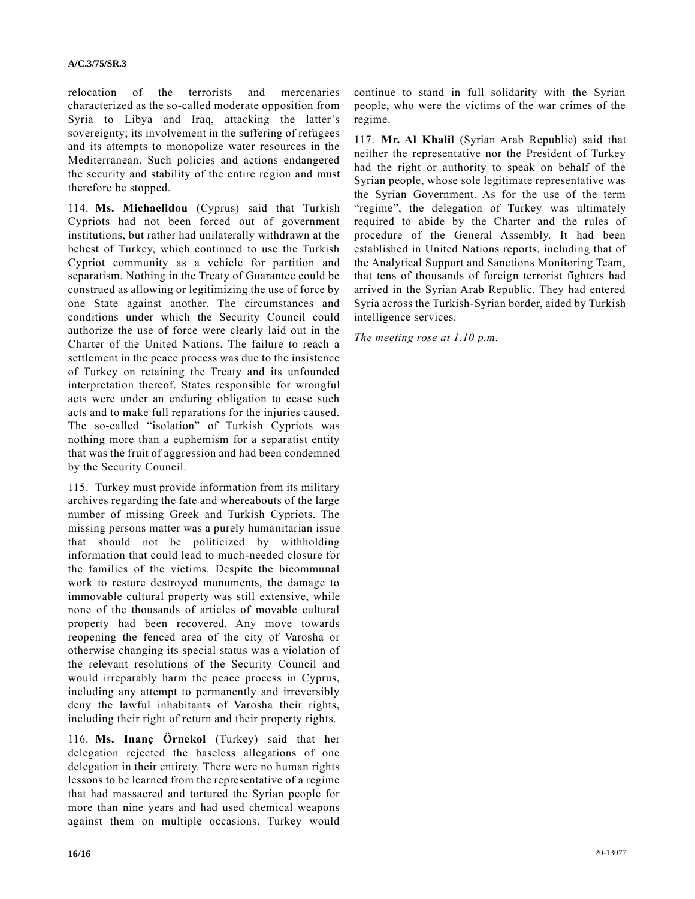relocation of the terrorists and mercenaries characterized as the so-called moderate opposition from Syria to Libya and Iraq, attacking the latter's sovereignty; its involvement in the suffering of refugees and its attempts to monopolize water resources in the Mediterranean. Such policies and actions endangered the security and stability of the entire region and must therefore be stopped.

114. **Ms. Michaelidou** (Cyprus) said that Turkish Cypriots had not been forced out of government institutions, but rather had unilaterally withdrawn at the behest of Turkey, which continued to use the Turkish Cypriot community as a vehicle for partition and separatism. Nothing in the Treaty of Guarantee could be construed as allowing or legitimizing the use of force by one State against another. The circumstances and conditions under which the Security Council could authorize the use of force were clearly laid out in the Charter of the United Nations. The failure to reach a settlement in the peace process was due to the insistence of Turkey on retaining the Treaty and its unfounded interpretation thereof. States responsible for wrongful acts were under an enduring obligation to cease such acts and to make full reparations for the injuries caused. The so-called "isolation" of Turkish Cypriots was nothing more than a euphemism for a separatist entity that was the fruit of aggression and had been condemned by the Security Council.

115. Turkey must provide information from its military archives regarding the fate and whereabouts of the large number of missing Greek and Turkish Cypriots. The missing persons matter was a purely humanitarian issue that should not be politicized by withholding information that could lead to much-needed closure for the families of the victims. Despite the bicommunal work to restore destroyed monuments, the damage to immovable cultural property was still extensive, while none of the thousands of articles of movable cultural property had been recovered. Any move towards reopening the fenced area of the city of Varosha or otherwise changing its special status was a violation of the relevant resolutions of the Security Council and would irreparably harm the peace process in Cyprus, including any attempt to permanently and irreversibly deny the lawful inhabitants of Varosha their rights, including their right of return and their property rights.

116. **Ms. Inanç Örnekol** (Turkey) said that her delegation rejected the baseless allegations of one delegation in their entirety. There were no human rights lessons to be learned from the representative of a regime that had massacred and tortured the Syrian people for more than nine years and had used chemical weapons against them on multiple occasions. Turkey would continue to stand in full solidarity with the Syrian people, who were the victims of the war crimes of the regime.

117. **Mr. Al Khalil** (Syrian Arab Republic) said that neither the representative nor the President of Turkey had the right or authority to speak on behalf of the Syrian people, whose sole legitimate representative was the Syrian Government. As for the use of the term "regime", the delegation of Turkey was ultimately required to abide by the Charter and the rules of procedure of the General Assembly. It had been established in United Nations reports, including that of the Analytical Support and Sanctions Monitoring Team, that tens of thousands of foreign terrorist fighters had arrived in the Syrian Arab Republic. They had entered Syria across the Turkish-Syrian border, aided by Turkish intelligence services.

*The meeting rose at 1.10 p.m.*